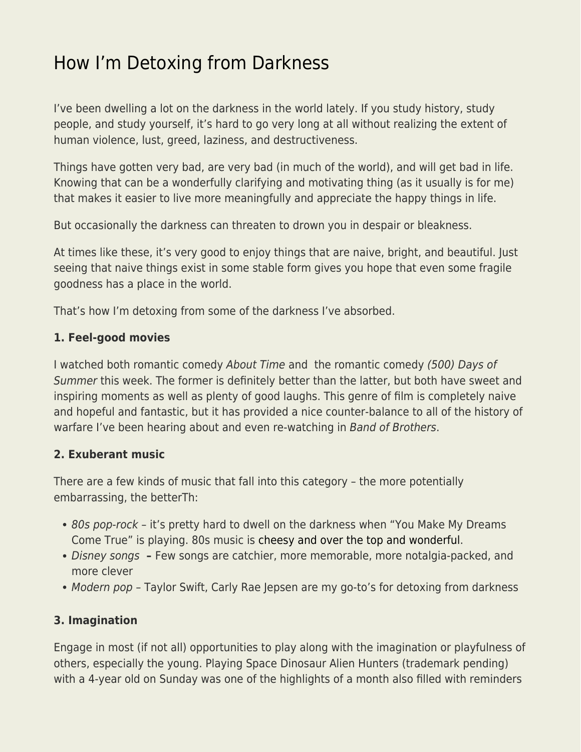# How I'm Detoxing from Darkness

I've been dwelling a lot on the darkness in the world lately. If you study history, study people, and study yourself, it's hard to go very long at all without realizing the extent of human violence, lust, greed, laziness, and destructiveness.

Things have gotten very bad, are very bad (in much of the world), and will get bad in life. Knowing that can be a wonderfully clarifying and motivating thing (as it usually is for me) that makes it easier to live more meaningfully and appreciate the happy things in life.

But occasionally the darkness can threaten to drown you in despair or bleakness.

At times like these, it's very good to enjoy things that are naive, bright, and beautiful. Just seeing that naive things exist in some stable form gives you hope that even some fragile goodness has a place in the world.

That's how I'm detoxing from some of the darkness I've absorbed.

**1. Feel-good movies**

I watched both romantic comedy *About Time* and  the romantic comedy *(500) Days of Summer* this week. The former is definitely better than the latter, but both have sweet and inspiring moments as well as plenty of good laughs. This genre of film is completely naive and hopeful and fantastic, but it has provided a nice counter-balance to all of the history of warfare I've been hearing about and even re-watching in *Band of Brothers*.

**2. Exuberant music**

There are a few kinds of music that fall into this category – the more potentially embarrassing, the betterTh:

- *80s pop-rock* – it's pretty hard to dwell on the darkness when "You Make My Dreams Come True" is playing. 80s music is cheesy and over the top and wonderful.
- *Disney songs* **–** Few songs are catchier, more memorable, more notalgia-packed, and more clever
- *Modern pop* – Taylor Swift, Carly Rae Jepsen are my go-to's for detoxing from darkness

**3. Imagination**

Engage in most (if not all) opportunities to play along with the imagination or playfulness of others, especially the young. Playing Space Dinosaur Alien Hunters (trademark pending) with a 4-year old on Sunday was one of the highlights of a month also filled with reminders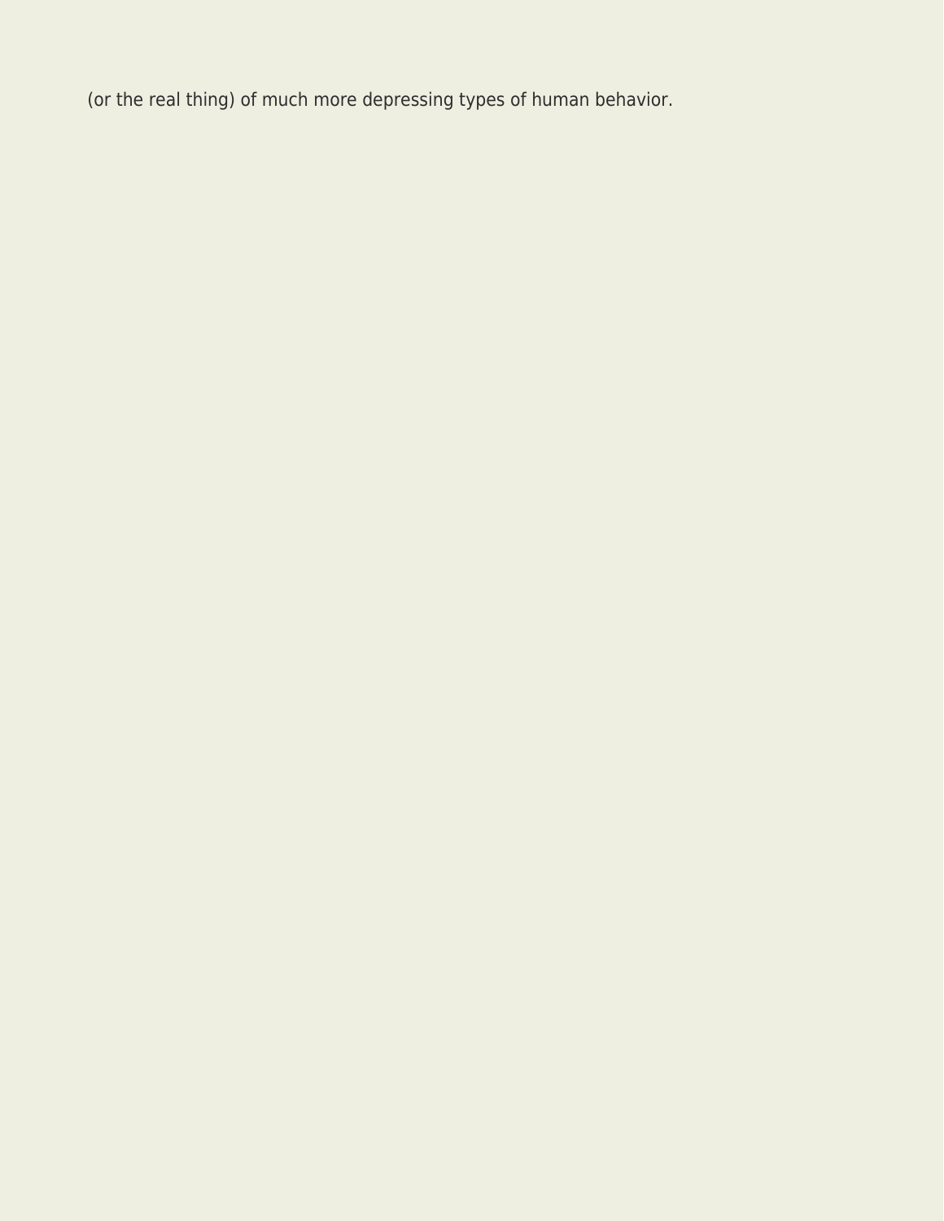(or the real thing) of much more depressing types of human behavior.